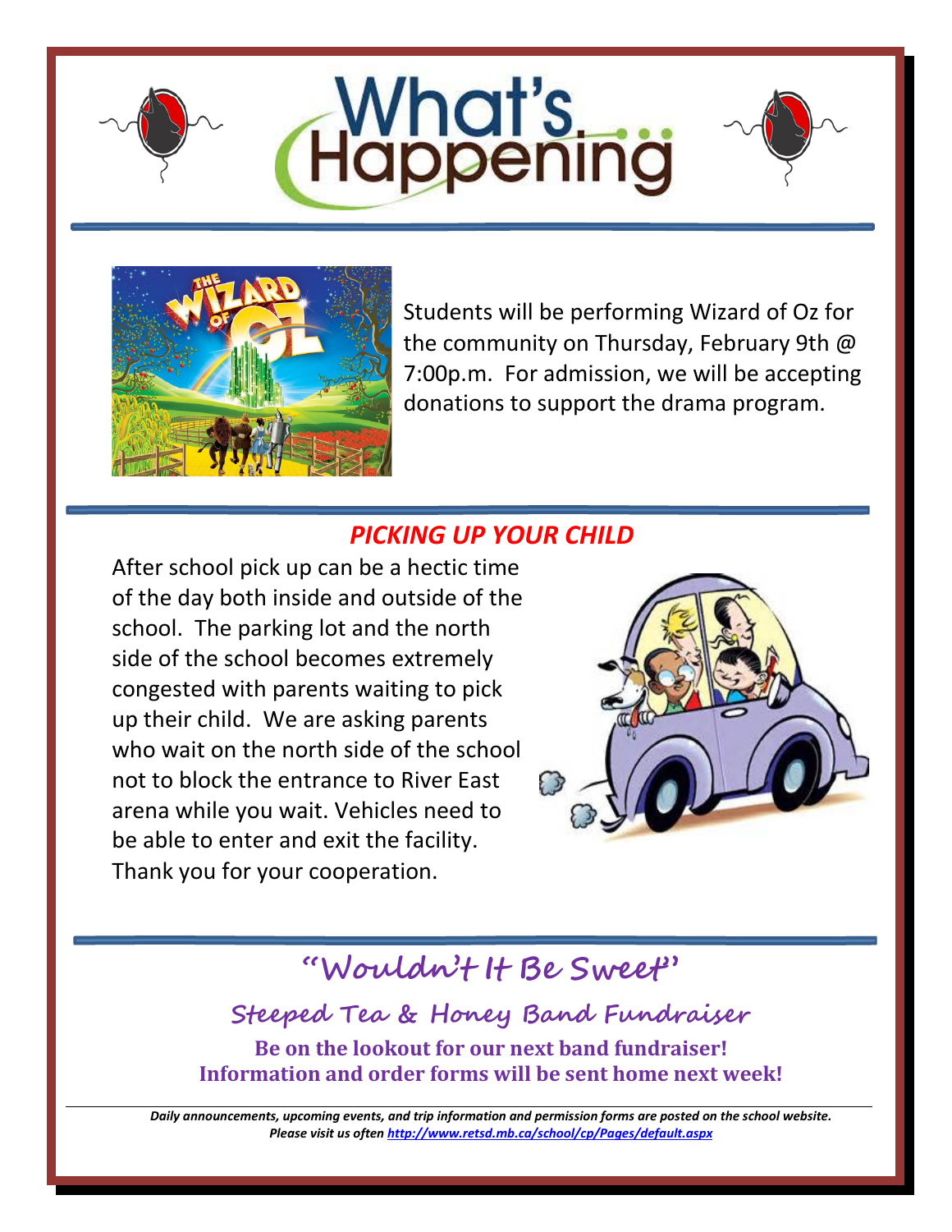# What's Happening

Students will be performing Wizard of Oz for the community on Thursday, February 9th @ 7:00p.m. For admission, we will be accepting donations to support the drama program.

## *PICKING UP YOUR CHILD*

After school pick up can be a hectic time of the day both inside and outside of the school. The parking lot and the north side of the school becomes extremely congested with parents waiting to pick up their child. We are asking parents who wait on the north side of the school not to block the entrance to River East arena while you wait. Vehicles need to be able to enter and exit the facility. Thank you for your cooperation.

## "Wouldn't It Be Sweet"

### Steeped Tea & Honey Band Fundraiser

**Be on the lookout for our next band fundraiser!**
**Information and order forms will be sent home next week!**

***Daily announcements, upcoming events, and trip information and permission forms are posted on the school website. Please visit us often [http://www.retsd.mb.ca/school/cp/Pages/default.aspx](http://www.retsd.mb.ca/school/cp/Pages/default.aspx)***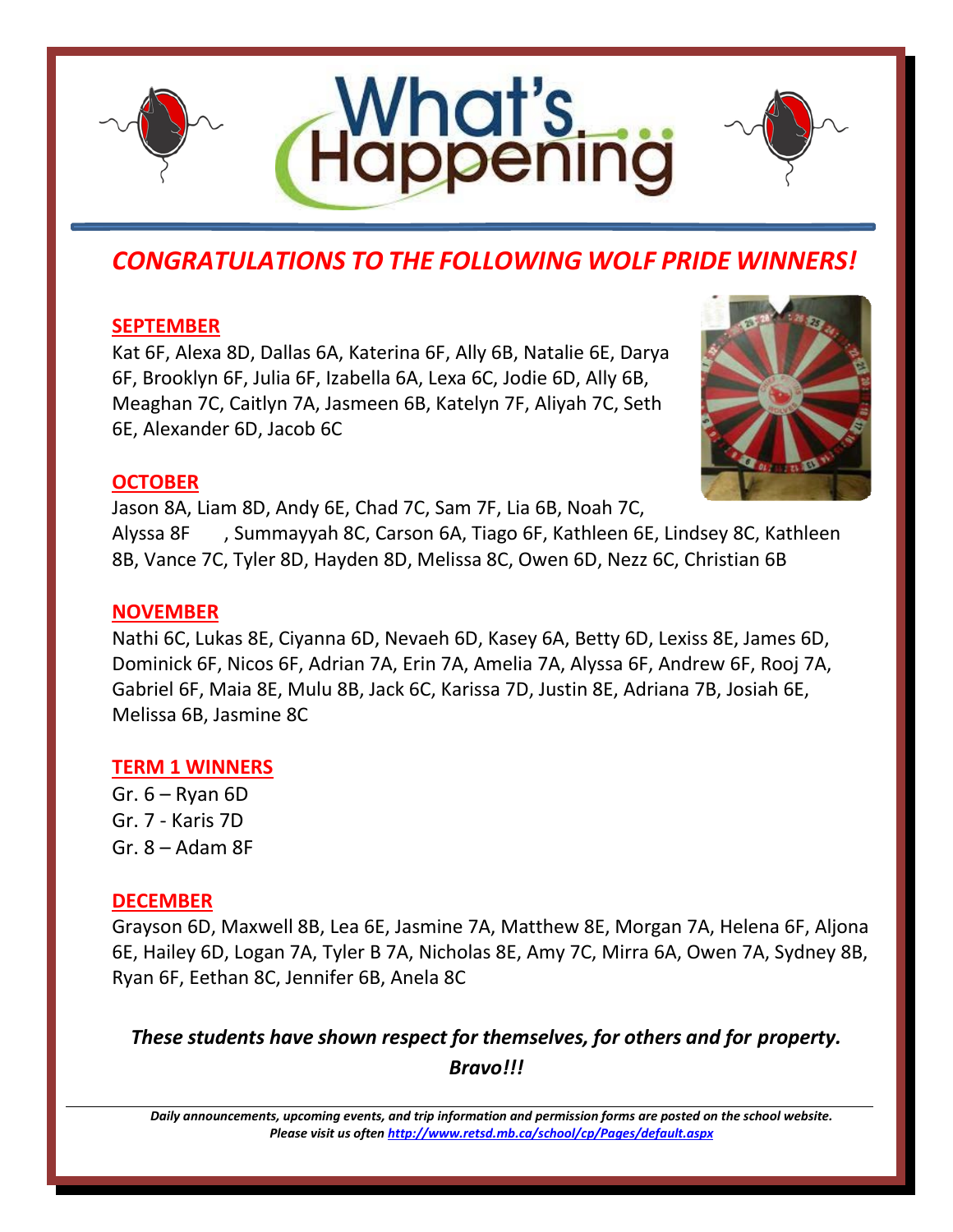# What's Happening

## *CONGRATULATIONS TO THE FOLLOWING WOLF PRIDE WINNERS!*

### SEPTEMBER

Kat 6F, Alexa 8D, Dallas 6A, Katerina 6F, Ally 6B, Natalie 6E, Darya 6F, Brooklyn 6F, Julia 6F, Izabella 6A, Lexa 6C, Jodie 6D, Ally 6B, Meaghan 7C, Caitlyn 7A, Jasmeen 6B, Katelyn 7F, Aliyah 7C, Seth 6E, Alexander 6D, Jacob 6C

### OCTOBER

Jason 8A, Liam 8D, Andy 6E, Chad 7C, Sam 7F, Lia 6B, Noah 7C, Alyssa 8F , Summayyah 8C, Carson 6A, Tiago 6F, Kathleen 6E, Lindsey 8C, Kathleen 8B, Vance 7C, Tyler 8D, Hayden 8D, Melissa 8C, Owen 6D, Nezz 6C, Christian 6B

### NOVEMBER

Nathi 6C, Lukas 8E, Ciyanna 6D, Nevaeh 6D, Kasey 6A, Betty 6D, Lexiss 8E, James 6D, Dominick 6F, Nicos 6F, Adrian 7A, Erin 7A, Amelia 7A, Alyssa 6F, Andrew 6F, Rooj 7A, Gabriel 6F, Maia 8E, Mulu 8B, Jack 6C, Karissa 7D, Justin 8E, Adriana 7B, Josiah 6E, Melissa 6B, Jasmine 8C

### TERM 1 WINNERS

Gr. 6 – Ryan 6D
Gr. 7 - Karis 7D
Gr. 8 – Adam 8F

### DECEMBER

Grayson 6D, Maxwell 8B, Lea 6E, Jasmine 7A, Matthew 8E, Morgan 7A, Helena 6F, Aljona 6E, Hailey 6D, Logan 7A, Tyler B 7A, Nicholas 8E, Amy 7C, Mirra 6A, Owen 7A, Sydney 8B, Ryan 6F, Eethan 8C, Jennifer 6B, Anela 8C

***These students have shown respect for themselves, for others and for property. Bravo!!!***

***Daily announcements, upcoming events, and trip information and permission forms are posted on the school website. Please visit us often [http://www.retsd.mb.ca/school/cp/Pages/default.aspx](http://www.retsd.mb.ca/school/cp/Pages/default.aspx)***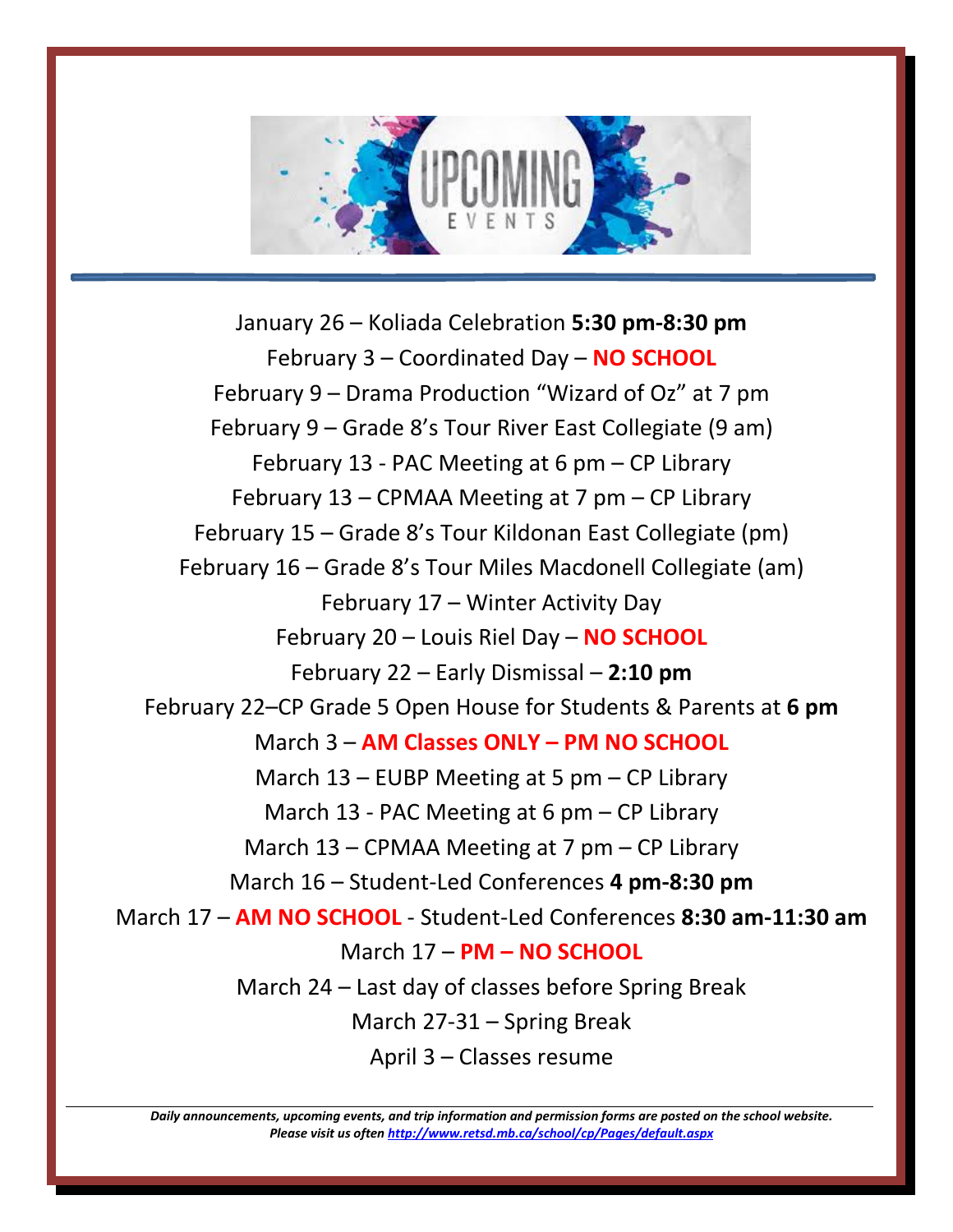# UPCOMING EVENTS

January 26 – Koliada Celebration **5:30 pm-8:30 pm**

February 3 – Coordinated Day – **NO SCHOOL**

February 9 – Drama Production "Wizard of Oz" at 7 pm

February 9 – Grade 8's Tour River East Collegiate (9 am)

February 13 - PAC Meeting at 6 pm – CP Library

February 13 – CPMAA Meeting at 7 pm – CP Library

February 15 – Grade 8's Tour Kildonan East Collegiate (pm)

February 16 – Grade 8's Tour Miles Macdonell Collegiate (am)

February 17 – Winter Activity Day

February 20 – Louis Riel Day – **NO SCHOOL**

February 22 – Early Dismissal – **2:10 pm**

February 22–CP Grade 5 Open House for Students & Parents at **6 pm**

March 3 – **AM Classes ONLY – PM NO SCHOOL**

March 13 – EUBP Meeting at 5 pm – CP Library

March 13 - PAC Meeting at 6 pm – CP Library

March 13 – CPMAA Meeting at 7 pm – CP Library

March 16 – Student-Led Conferences **4 pm-8:30 pm**

March 17 – **AM NO SCHOOL** - Student-Led Conferences **8:30 am-11:30 am**

March 17 – **PM – NO SCHOOL**

March 24 – Last day of classes before Spring Break

March 27-31 – Spring Break

April 3 – Classes resume

---

***Daily announcements, upcoming events, and trip information and permission forms are posted on the school website. Please visit us often http://www.retsd.mb.ca/school/cp/Pages/default.aspx***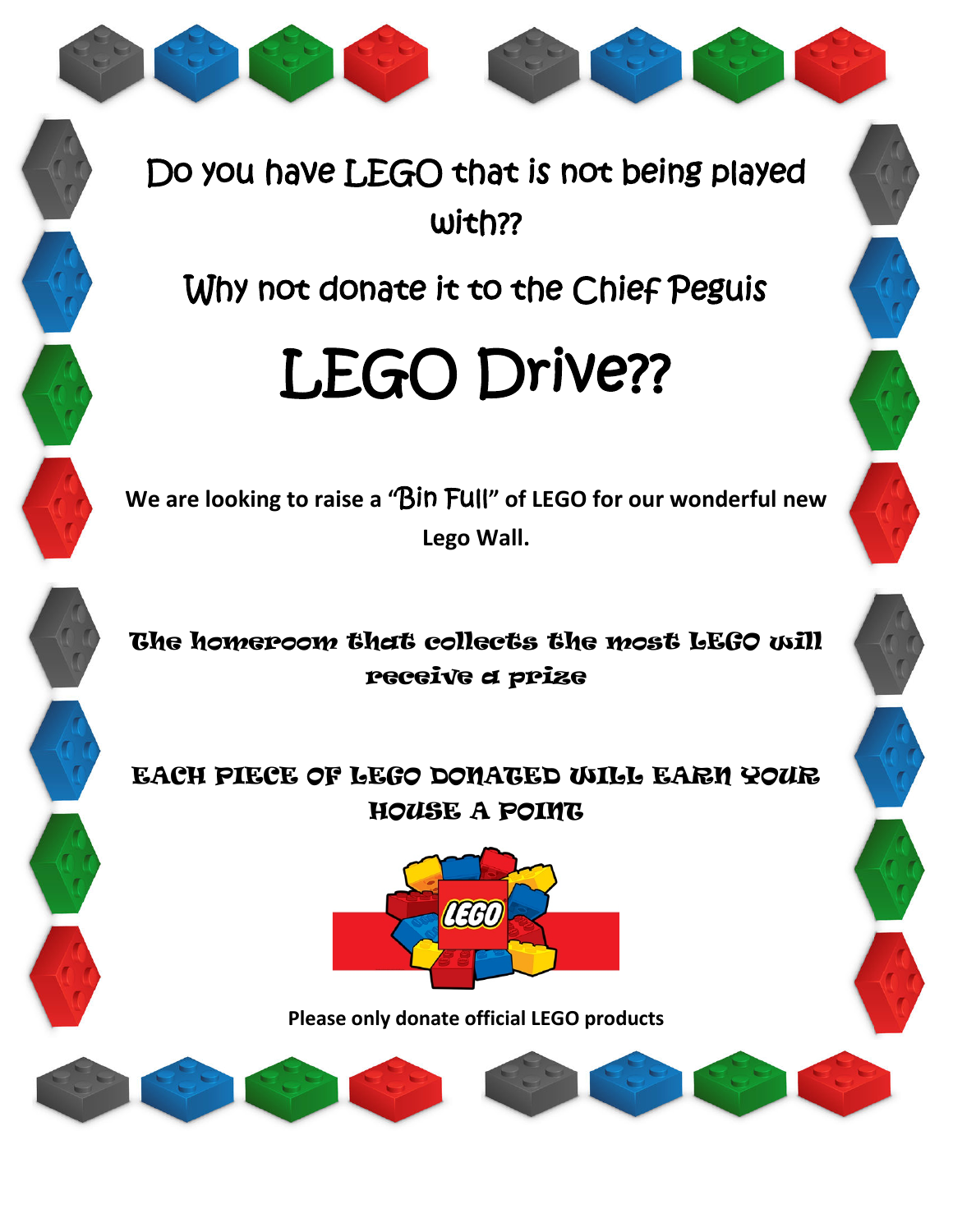Do you have LEGO that is not being played with??

Why not donate it to the Chief Peguis

# LEGO Drive??

**We are looking to raise a "Bin Full" of LEGO for our wonderful new Lego Wall.**

**The homeroom that collects the most LEGO will receive a prize**

**EACH PIECE OF LEGO DONATED WILL EARN YOUR HOUSE A POINT**

**Please only donate official LEGO products**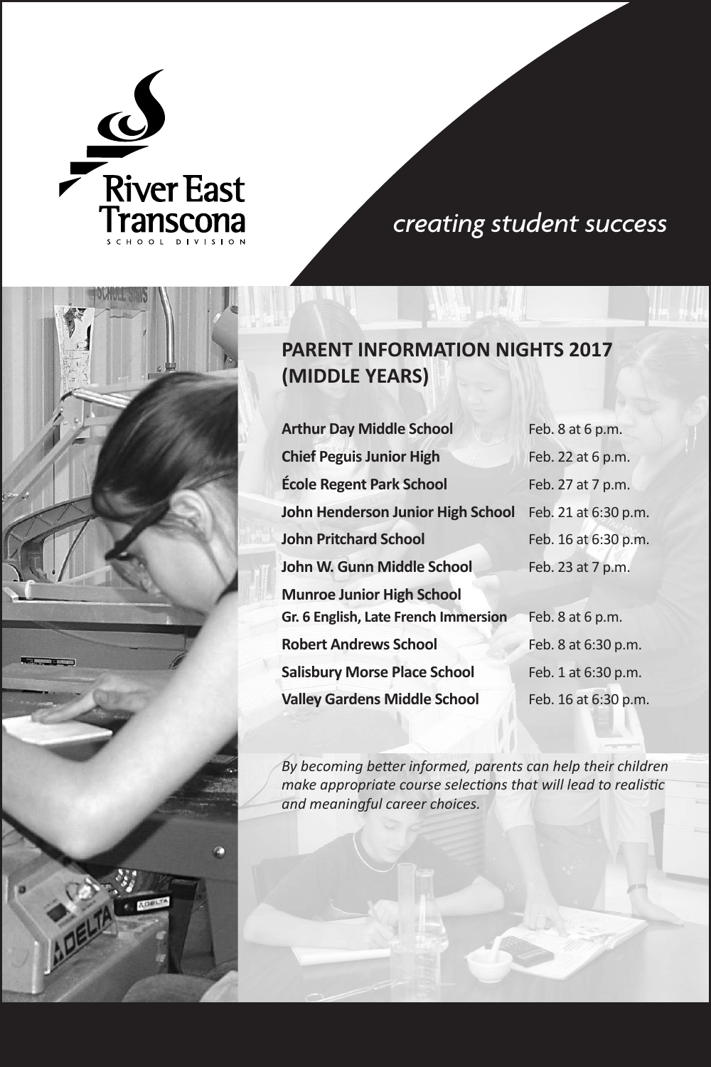River East Transcona SCHOOL DIVISION

*creating student success*

## PARENT INFORMATION NIGHTS 2017 (MIDDLE YEARS)

| School | Date |
|---|---|
| **Arthur Day Middle School** | Feb. 8 at 6 p.m. |
| **Chief Peguis Junior High** | Feb. 22 at 6 p.m. |
| **École Regent Park School** | Feb. 27 at 7 p.m. |
| **John Henderson Junior High School** | Feb. 21 at 6:30 p.m. |
| **John Pritchard School** | Feb. 16 at 6:30 p.m. |
| **John W. Gunn Middle School** | Feb. 23 at 7 p.m. |
| **Munroe Junior High School Gr. 6 English, Late French Immersion** | Feb. 8 at 6 p.m. |
| **Robert Andrews School** | Feb. 8 at 6:30 p.m. |
| **Salisbury Morse Place School** | Feb. 1 at 6:30 p.m. |
| **Valley Gardens Middle School** | Feb. 16 at 6:30 p.m. |

*By becoming better informed, parents can help their children make appropriate course selections that will lead to realistic and meaningful career choices.*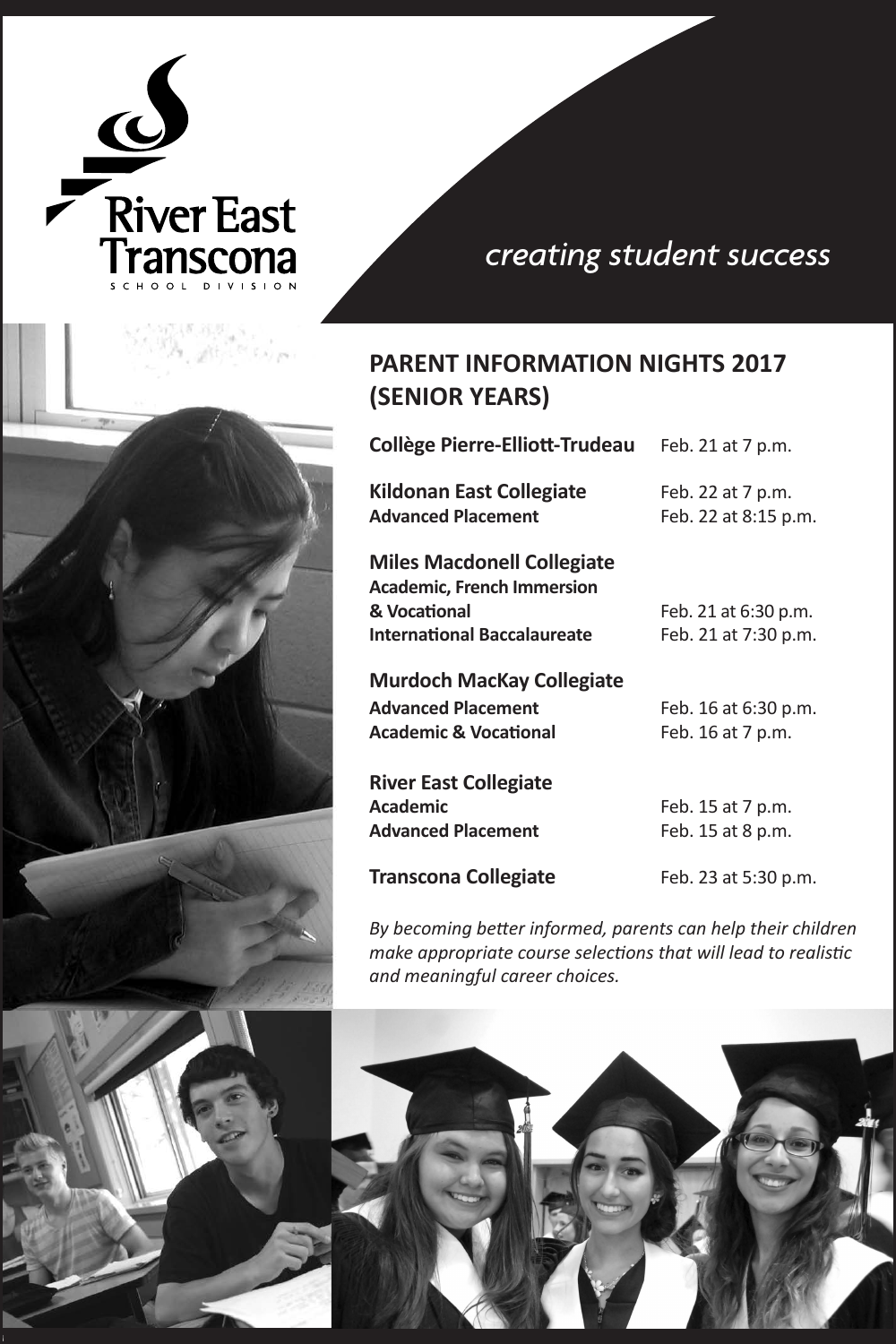River East Transcona
SCHOOL DIVISION

*creating student success*

## PARENT INFORMATION NIGHTS 2017 (SENIOR YEARS)

| | |
|---|---|
| **Collège Pierre-Elliott-Trudeau** | Feb. 21 at 7 p.m. |
| **Kildonan East Collegiate** | Feb. 22 at 7 p.m. |
| **Advanced Placement** | Feb. 22 at 8:15 p.m. |
| **Miles Macdonell Collegiate** | |
| **Academic, French Immersion & Vocational** | Feb. 21 at 6:30 p.m. |
| **International Baccalaureate** | Feb. 21 at 7:30 p.m. |
| **Murdoch MacKay Collegiate** | |
| **Advanced Placement** | Feb. 16 at 6:30 p.m. |
| **Academic & Vocational** | Feb. 16 at 7 p.m. |
| **River East Collegiate** | |
| **Academic** | Feb. 15 at 7 p.m. |
| **Advanced Placement** | Feb. 15 at 8 p.m. |
| **Transcona Collegiate** | Feb. 23 at 5:30 p.m. |

*By becoming better informed, parents can help their children make appropriate course selections that will lead to realistic and meaningful career choices.*